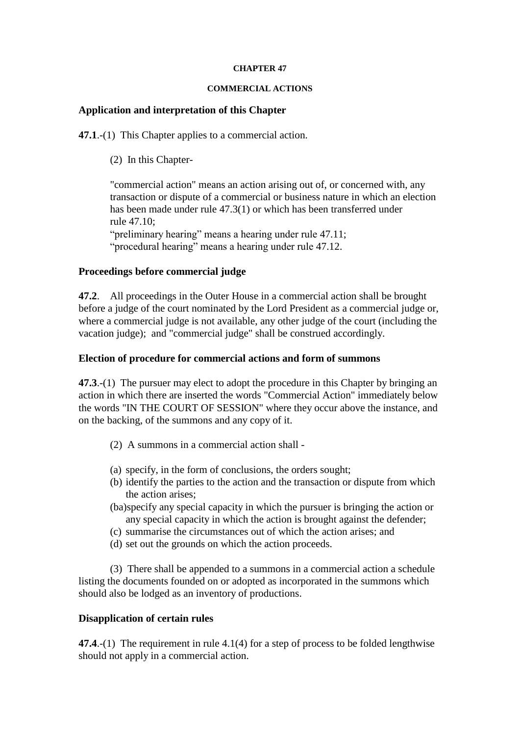**CHAPTER 47**

**COMMERCIAL ACTIONS**

### Application and interpretation of this Chapter

**47.1**.-(1) This Chapter applies to a commercial action.

(2) In this Chapter-

"commercial action" means an action arising out of, or concerned with, any transaction or dispute of a commercial or business nature in which an election has been made under rule 47.3(1) or which has been transferred under rule 47.10;
"preliminary hearing" means a hearing under rule 47.11;
"procedural hearing" means a hearing under rule 47.12.

### Proceedings before commercial judge

**47.2**. All proceedings in the Outer House in a commercial action shall be brought before a judge of the court nominated by the Lord President as a commercial judge or, where a commercial judge is not available, any other judge of the court (including the vacation judge); and "commercial judge" shall be construed accordingly.

### Election of procedure for commercial actions and form of summons

**47.3**.-(1) The pursuer may elect to adopt the procedure in this Chapter by bringing an action in which there are inserted the words "Commercial Action" immediately below the words "IN THE COURT OF SESSION" where they occur above the instance, and on the backing, of the summons and any copy of it.

(2) A summons in a commercial action shall -

(a) specify, in the form of conclusions, the orders sought;
(b) identify the parties to the action and the transaction or dispute from which the action arises;
(ba) specify any special capacity in which the pursuer is bringing the action or any special capacity in which the action is brought against the defender;
(c) summarise the circumstances out of which the action arises; and
(d) set out the grounds on which the action proceeds.

(3) There shall be appended to a summons in a commercial action a schedule listing the documents founded on or adopted as incorporated in the summons which should also be lodged as an inventory of productions.

### Disapplication of certain rules

**47.4**.-(1) The requirement in rule 4.1(4) for a step of process to be folded lengthwise should not apply in a commercial action.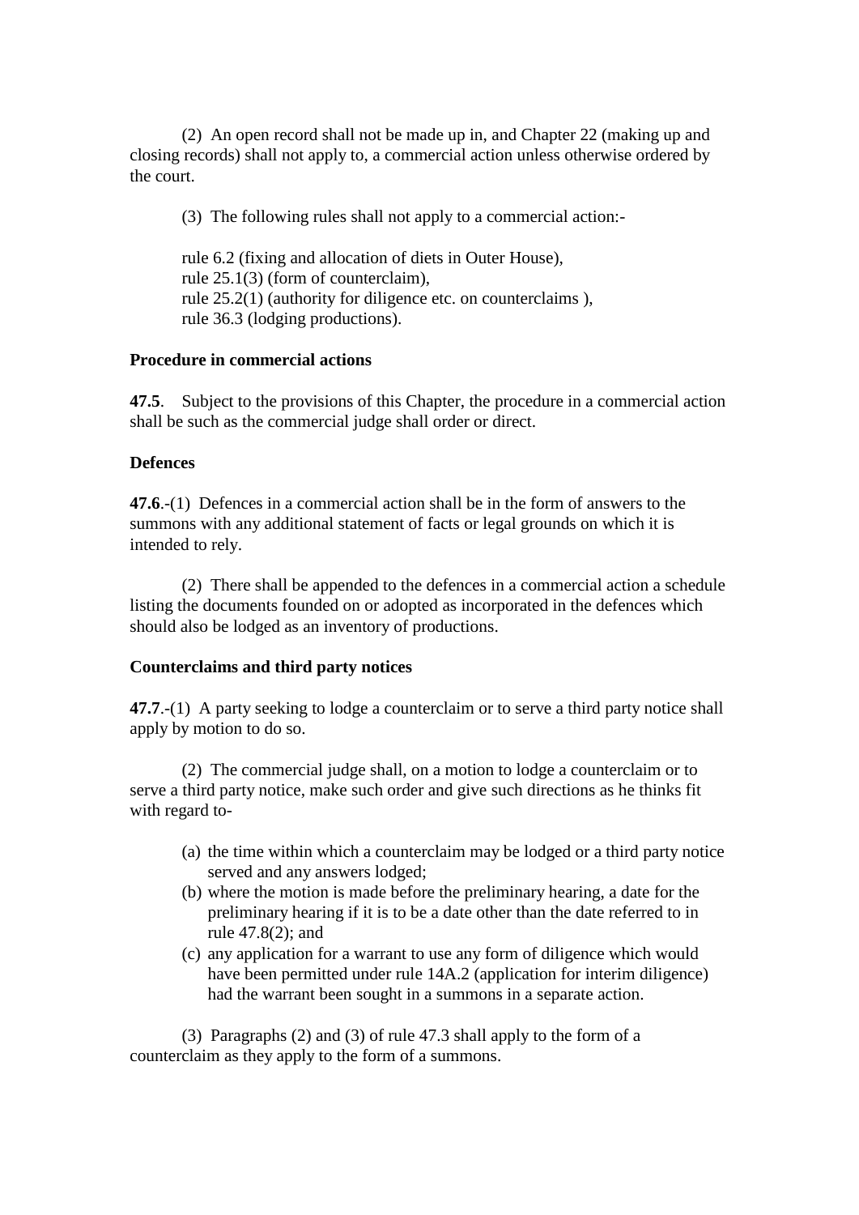(2) An open record shall not be made up in, and Chapter 22 (making up and closing records) shall not apply to, a commercial action unless otherwise ordered by the court.

(3) The following rules shall not apply to a commercial action:-

rule 6.2 (fixing and allocation of diets in Outer House),
rule 25.1(3) (form of counterclaim),
rule 25.2(1) (authority for diligence etc. on counterclaims ),
rule 36.3 (lodging productions).

**Procedure in commercial actions**

**47.5**. Subject to the provisions of this Chapter, the procedure in a commercial action shall be such as the commercial judge shall order or direct.

**Defences**

**47.6**.-(1) Defences in a commercial action shall be in the form of answers to the summons with any additional statement of facts or legal grounds on which it is intended to rely.

(2) There shall be appended to the defences in a commercial action a schedule listing the documents founded on or adopted as incorporated in the defences which should also be lodged as an inventory of productions.

**Counterclaims and third party notices**

**47.7**.-(1) A party seeking to lodge a counterclaim or to serve a third party notice shall apply by motion to do so.

(2) The commercial judge shall, on a motion to lodge a counterclaim or to serve a third party notice, make such order and give such directions as he thinks fit with regard to-

(a) the time within which a counterclaim may be lodged or a third party notice served and any answers lodged;
(b) where the motion is made before the preliminary hearing, a date for the preliminary hearing if it is to be a date other than the date referred to in rule 47.8(2); and
(c) any application for a warrant to use any form of diligence which would have been permitted under rule 14A.2 (application for interim diligence) had the warrant been sought in a summons in a separate action.

(3) Paragraphs (2) and (3) of rule 47.3 shall apply to the form of a counterclaim as they apply to the form of a summons.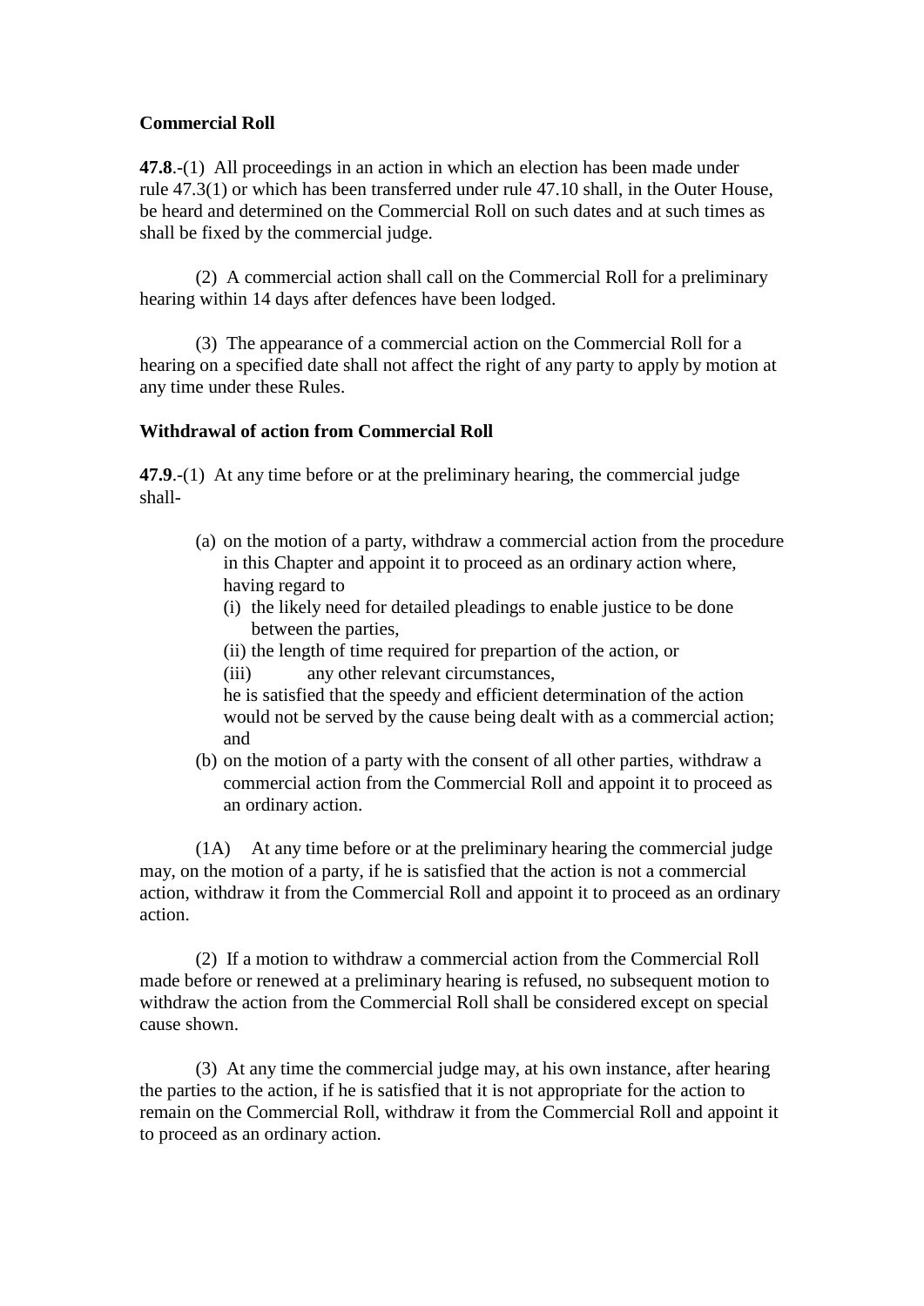**Commercial Roll**

**47.8**.-(1) All proceedings in an action in which an election has been made under rule 47.3(1) or which has been transferred under rule 47.10 shall, in the Outer House, be heard and determined on the Commercial Roll on such dates and at such times as shall be fixed by the commercial judge.

(2) A commercial action shall call on the Commercial Roll for a preliminary hearing within 14 days after defences have been lodged.

(3) The appearance of a commercial action on the Commercial Roll for a hearing on a specified date shall not affect the right of any party to apply by motion at any time under these Rules.

**Withdrawal of action from Commercial Roll**

**47.9**.-(1) At any time before or at the preliminary hearing, the commercial judge shall-

(a) on the motion of a party, withdraw a commercial action from the procedure in this Chapter and appoint it to proceed as an ordinary action where, having regard to
   (i) the likely need for detailed pleadings to enable justice to be done between the parties,
   (ii) the length of time required for prepartion of the action, or
   (iii) any other relevant circumstances,
   he is satisfied that the speedy and efficient determination of the action would not be served by the cause being dealt with as a commercial action; and

(b) on the motion of a party with the consent of all other parties, withdraw a commercial action from the Commercial Roll and appoint it to proceed as an ordinary action.

(1A) At any time before or at the preliminary hearing the commercial judge may, on the motion of a party, if he is satisfied that the action is not a commercial action, withdraw it from the Commercial Roll and appoint it to proceed as an ordinary action.

(2) If a motion to withdraw a commercial action from the Commercial Roll made before or renewed at a preliminary hearing is refused, no subsequent motion to withdraw the action from the Commercial Roll shall be considered except on special cause shown.

(3) At any time the commercial judge may, at his own instance, after hearing the parties to the action, if he is satisfied that it is not appropriate for the action to remain on the Commercial Roll, withdraw it from the Commercial Roll and appoint it to proceed as an ordinary action.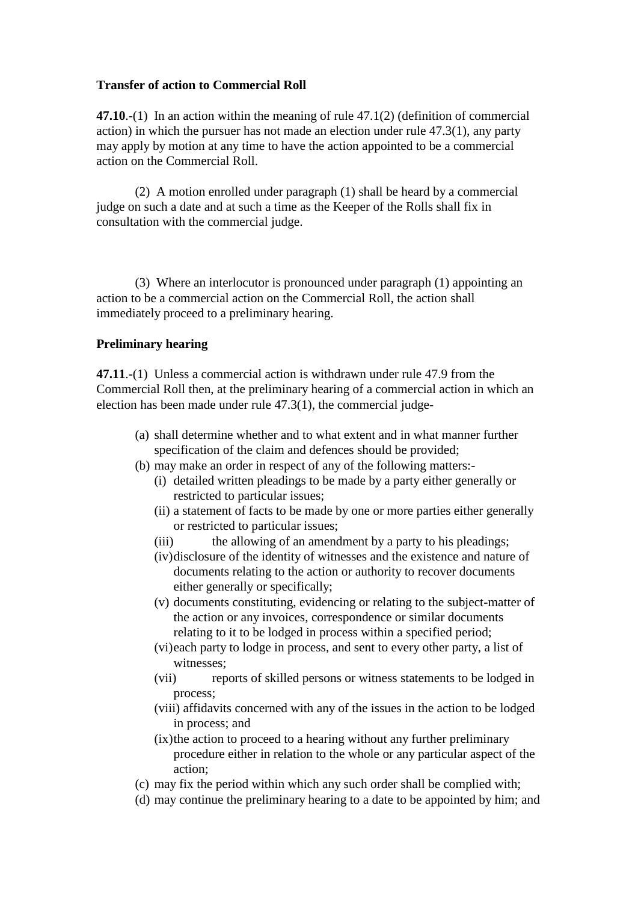**Transfer of action to Commercial Roll**

**47.10**.-(1) In an action within the meaning of rule 47.1(2) (definition of commercial action) in which the pursuer has not made an election under rule 47.3(1), any party may apply by motion at any time to have the action appointed to be a commercial action on the Commercial Roll.

(2) A motion enrolled under paragraph (1) shall be heard by a commercial judge on such a date and at such a time as the Keeper of the Rolls shall fix in consultation with the commercial judge.

(3) Where an interlocutor is pronounced under paragraph (1) appointing an action to be a commercial action on the Commercial Roll, the action shall immediately proceed to a preliminary hearing.

**Preliminary hearing**

**47.11**.-(1) Unless a commercial action is withdrawn under rule 47.9 from the Commercial Roll then, at the preliminary hearing of a commercial action in which an election has been made under rule 47.3(1), the commercial judge-

- (a) shall determine whether and to what extent and in what manner further specification of the claim and defences should be provided;
- (b) may make an order in respect of any of the following matters:-
  - (i) detailed written pleadings to be made by a party either generally or restricted to particular issues;
  - (ii) a statement of facts to be made by one or more parties either generally or restricted to particular issues;
  - (iii) the allowing of an amendment by a party to his pleadings;
  - (iv) disclosure of the identity of witnesses and the existence and nature of documents relating to the action or authority to recover documents either generally or specifically;
  - (v) documents constituting, evidencing or relating to the subject-matter of the action or any invoices, correspondence or similar documents relating to it to be lodged in process within a specified period;
  - (vi) each party to lodge in process, and sent to every other party, a list of witnesses;
  - (vii) reports of skilled persons or witness statements to be lodged in process;
  - (viii) affidavits concerned with any of the issues in the action to be lodged in process; and
  - (ix) the action to proceed to a hearing without any further preliminary procedure either in relation to the whole or any particular aspect of the action;
- (c) may fix the period within which any such order shall be complied with;
- (d) may continue the preliminary hearing to a date to be appointed by him; and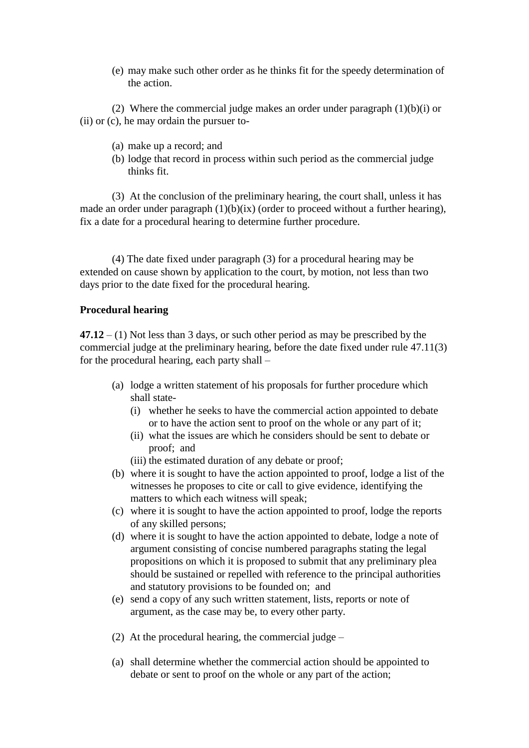(e) may make such other order as he thinks fit for the speedy determination of the action.

(2) Where the commercial judge makes an order under paragraph (1)(b)(i) or (ii) or (c), he may ordain the pursuer to-

(a) make up a record; and
(b) lodge that record in process within such period as the commercial judge thinks fit.

(3) At the conclusion of the preliminary hearing, the court shall, unless it has made an order under paragraph (1)(b)(ix) (order to proceed without a further hearing), fix a date for a procedural hearing to determine further procedure.

(4) The date fixed under paragraph (3) for a procedural hearing may be extended on cause shown by application to the court, by motion, not less than two days prior to the date fixed for the procedural hearing.

**Procedural hearing**

**47.12** – (1) Not less than 3 days, or such other period as may be prescribed by the commercial judge at the preliminary hearing, before the date fixed under rule 47.11(3) for the procedural hearing, each party shall –

(a) lodge a written statement of his proposals for further procedure which shall state-
  (i) whether he seeks to have the commercial action appointed to debate or to have the action sent to proof on the whole or any part of it;
  (ii) what the issues are which he considers should be sent to debate or proof; and
  (iii) the estimated duration of any debate or proof;
(b) where it is sought to have the action appointed to proof, lodge a list of the witnesses he proposes to cite or call to give evidence, identifying the matters to which each witness will speak;
(c) where it is sought to have the action appointed to proof, lodge the reports of any skilled persons;
(d) where it is sought to have the action appointed to debate, lodge a note of argument consisting of concise numbered paragraphs stating the legal propositions on which it is proposed to submit that any preliminary plea should be sustained or repelled with reference to the principal authorities and statutory provisions to be founded on; and
(e) send a copy of any such written statement, lists, reports or note of argument, as the case may be, to every other party.

(2) At the procedural hearing, the commercial judge –

(a) shall determine whether the commercial action should be appointed to debate or sent to proof on the whole or any part of the action;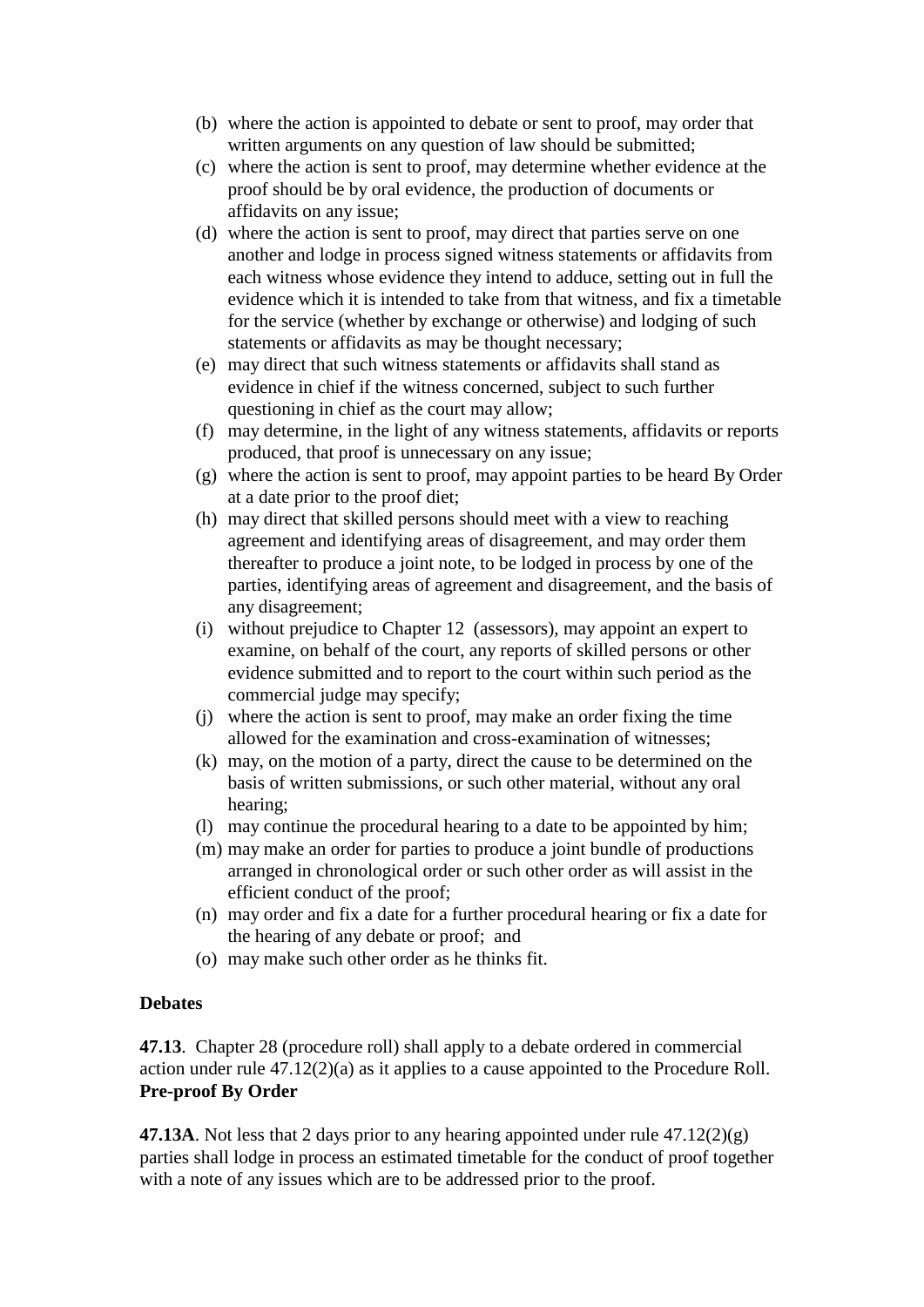(b) where the action is appointed to debate or sent to proof, may order that written arguments on any question of law should be submitted;

(c) where the action is sent to proof, may determine whether evidence at the proof should be by oral evidence, the production of documents or affidavits on any issue;

(d) where the action is sent to proof, may direct that parties serve on one another and lodge in process signed witness statements or affidavits from each witness whose evidence they intend to adduce, setting out in full the evidence which it is intended to take from that witness, and fix a timetable for the service (whether by exchange or otherwise) and lodging of such statements or affidavits as may be thought necessary;

(e) may direct that such witness statements or affidavits shall stand as evidence in chief if the witness concerned, subject to such further questioning in chief as the court may allow;

(f) may determine, in the light of any witness statements, affidavits or reports produced, that proof is unnecessary on any issue;

(g) where the action is sent to proof, may appoint parties to be heard By Order at a date prior to the proof diet;

(h) may direct that skilled persons should meet with a view to reaching agreement and identifying areas of disagreement, and may order them thereafter to produce a joint note, to be lodged in process by one of the parties, identifying areas of agreement and disagreement, and the basis of any disagreement;

(i) without prejudice to Chapter 12 (assessors), may appoint an expert to examine, on behalf of the court, any reports of skilled persons or other evidence submitted and to report to the court within such period as the commercial judge may specify;

(j) where the action is sent to proof, may make an order fixing the time allowed for the examination and cross-examination of witnesses;

(k) may, on the motion of a party, direct the cause to be determined on the basis of written submissions, or such other material, without any oral hearing;

(l) may continue the procedural hearing to a date to be appointed by him;

(m) may make an order for parties to produce a joint bundle of productions arranged in chronological order or such other order as will assist in the efficient conduct of the proof;

(n) may order and fix a date for a further procedural hearing or fix a date for the hearing of any debate or proof; and

(o) may make such other order as he thinks fit.

**Debates**

**47.13**. Chapter 28 (procedure roll) shall apply to a debate ordered in commercial action under rule 47.12(2)(a) as it applies to a cause appointed to the Procedure Roll.

**Pre-proof By Order**

**47.13A**. Not less that 2 days prior to any hearing appointed under rule 47.12(2)(g) parties shall lodge in process an estimated timetable for the conduct of proof together with a note of any issues which are to be addressed prior to the proof.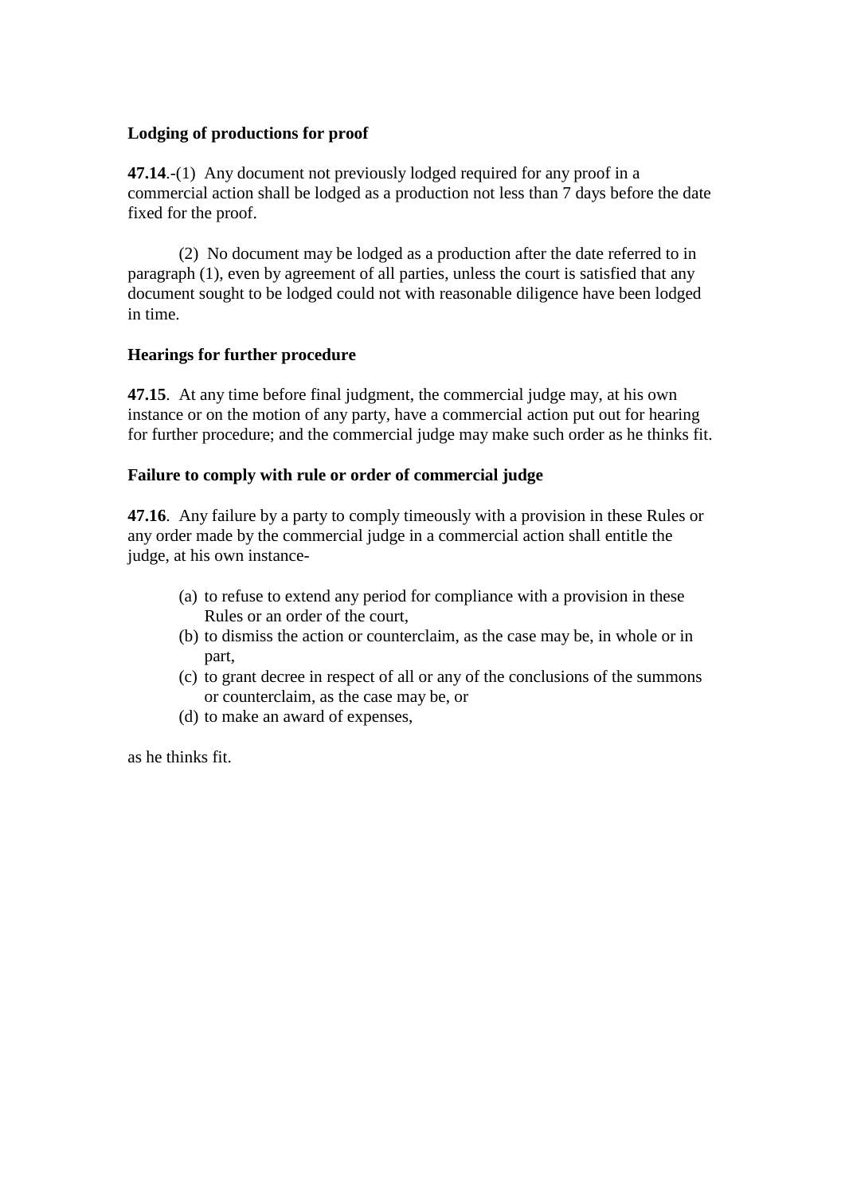**Lodging of productions for proof**

**47.14**.-(1) Any document not previously lodged required for any proof in a commercial action shall be lodged as a production not less than 7 days before the date fixed for the proof.

(2) No document may be lodged as a production after the date referred to in paragraph (1), even by agreement of all parties, unless the court is satisfied that any document sought to be lodged could not with reasonable diligence have been lodged in time.

**Hearings for further procedure**

**47.15**. At any time before final judgment, the commercial judge may, at his own instance or on the motion of any party, have a commercial action put out for hearing for further procedure; and the commercial judge may make such order as he thinks fit.

**Failure to comply with rule or order of commercial judge**

**47.16**. Any failure by a party to comply timeously with a provision in these Rules or any order made by the commercial judge in a commercial action shall entitle the judge, at his own instance-

(a) to refuse to extend any period for compliance with a provision in these Rules or an order of the court,
(b) to dismiss the action or counterclaim, as the case may be, in whole or in part,
(c) to grant decree in respect of all or any of the conclusions of the summons or counterclaim, as the case may be, or
(d) to make an award of expenses,

as he thinks fit.